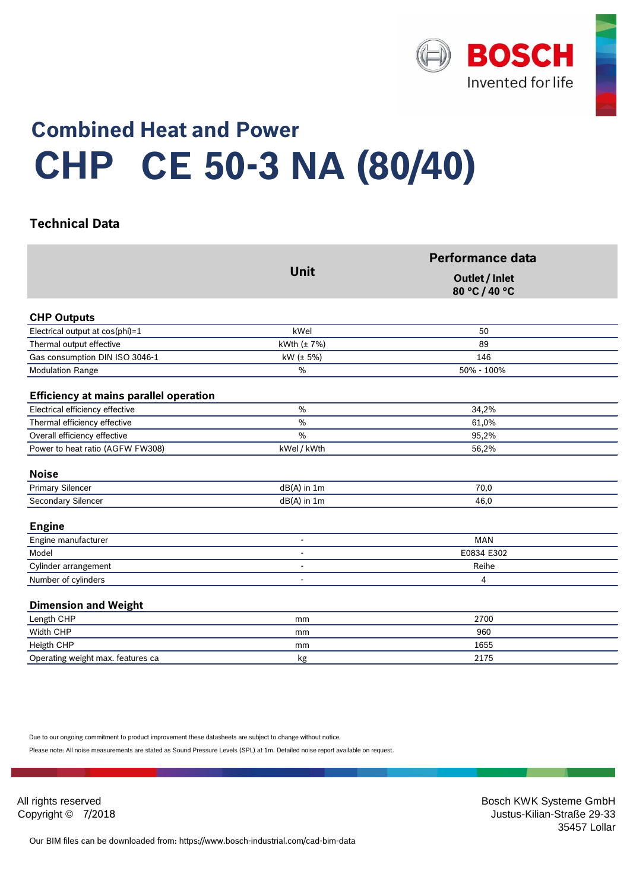BOSCH
Invented for life

# Combined Heat and Power

# CHP CE 50-3 NA (80/40)

## Technical Data

| | Unit | Performance data Outlet / Inlet 80 °C / 40 °C |
|---|---|---|
| **CHP Outputs** | | |
| Electrical output at cos(phi)=1 | kWel | 50 |
| Thermal output effective | kWth (± 7%) | 89 |
| Gas consumption DIN ISO 3046-1 | kW (± 5%) | 146 |
| Modulation Range | % | 50% - 100% |
| **Efficiency at mains parallel operation** | | |
| Electrical efficiency effective | % | 34,2% |
| Thermal efficiency effective | % | 61,0% |
| Overall efficiency effective | % | 95,2% |
| Power to heat ratio (AGFW FW308) | kWel / kWth | 56,2% |
| **Noise** | | |
| Primary Silencer | dB(A) in 1m | 70,0 |
| Secondary Silencer | dB(A) in 1m | 46,0 |
| **Engine** | | |
| Engine manufacturer | - | MAN |
| Model | - | E0834 E302 |
| Cylinder arrangement | - | Reihe |
| Number of cylinders | - | 4 |
| **Dimension and Weight** | | |
| Length CHP | mm | 2700 |
| Width CHP | mm | 960 |
| Heigth CHP | mm | 1655 |
| Operating weight max. features ca | kg | 2175 |

Due to our ongoing commitment to product improvement these datasheets are subject to change without notice.

Please note: All noise measurements are stated as Sound Pressure Levels (SPL) at 1m. Detailed noise report available on request.

All rights reserved
Copyright © 7/2018

Bosch KWK Systeme GmbH
Justus-Kilian-Straße 29-33
35457 Lollar

Our BIM files can be downloaded from: https://www.bosch-industrial.com/cad-bim-data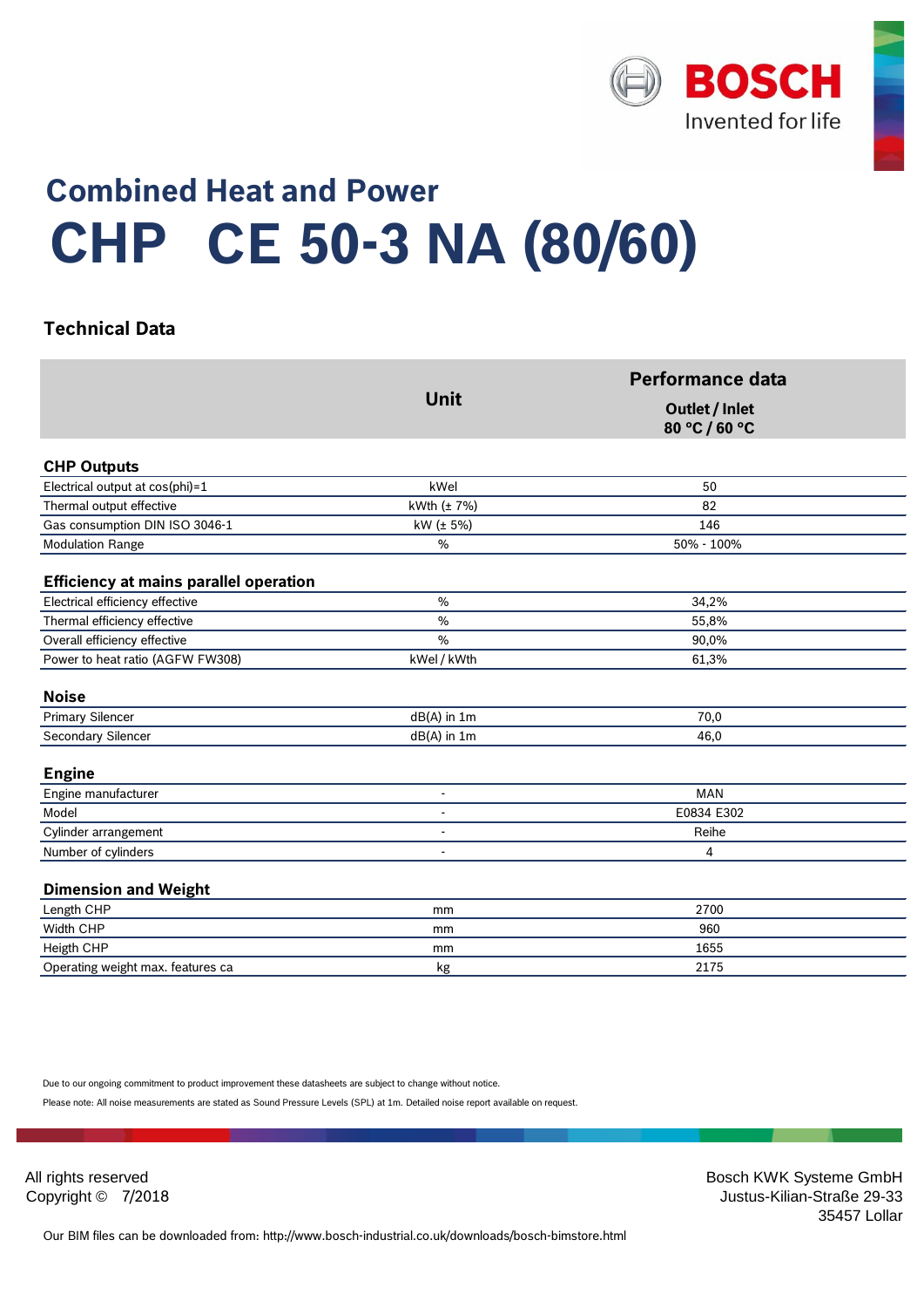# Combined Heat and Power

# CHP CE 50-3 NA (80/60)

## Technical Data

| | Unit | Performance data Outlet / Inlet 80 °C / 60 °C |
|---|---|---|
| **CHP Outputs** | | |
| Electrical output at cos(phi)=1 | kWel | 50 |
| Thermal output effective | kWth (± 7%) | 82 |
| Gas consumption DIN ISO 3046-1 | kW (± 5%) | 146 |
| Modulation Range | % | 50% - 100% |
| **Efficiency at mains parallel operation** | | |
| Electrical efficiency effective | % | 34,2% |
| Thermal efficiency effective | % | 55,8% |
| Overall efficiency effective | % | 90,0% |
| Power to heat ratio (AGFW FW308) | kWel / kWth | 61,3% |
| **Noise** | | |
| Primary Silencer | dB(A) in 1m | 70,0 |
| Secondary Silencer | dB(A) in 1m | 46,0 |
| **Engine** | | |
| Engine manufacturer | - | MAN |
| Model | - | E0834 E302 |
| Cylinder arrangement | - | Reihe |
| Number of cylinders | - | 4 |
| **Dimension and Weight** | | |
| Length CHP | mm | 2700 |
| Width CHP | mm | 960 |
| Heigth CHP | mm | 1655 |
| Operating weight max. features ca | kg | 2175 |

Due to our ongoing commitment to product improvement these datasheets are subject to change without notice.

Please note: All noise measurements are stated as Sound Pressure Levels (SPL) at 1m. Detailed noise report available on request.

All rights reserved
Copyright © 7/2018

Bosch KWK Systeme GmbH
Justus-Kilian-Straße 29-33
35457 Lollar

Our BIM files can be downloaded from: http://www.bosch-industrial.co.uk/downloads/bosch-bimstore.html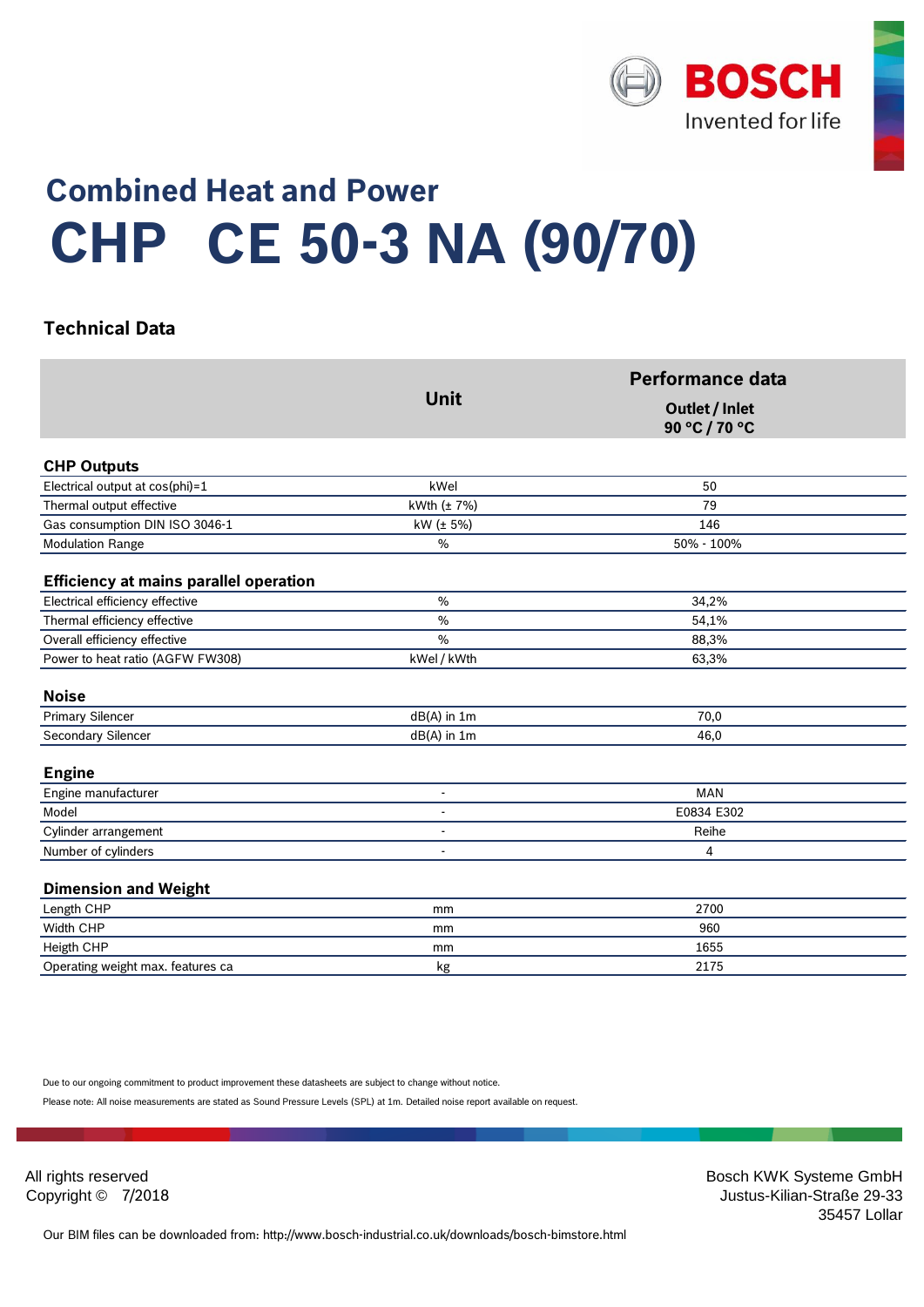BOSCH
Invented for life

# Combined Heat and Power

# CHP CE 50-3 NA (90/70)

## Technical Data

| | Unit | Performance data Outlet / Inlet 90 °C / 70 °C |
|---|---|---|
| **CHP Outputs** | | |
| Electrical output at cos(phi)=1 | kWel | 50 |
| Thermal output effective | kWth (± 7%) | 79 |
| Gas consumption DIN ISO 3046-1 | kW (± 5%) | 146 |
| Modulation Range | % | 50% - 100% |
| **Efficiency at mains parallel operation** | | |
| Electrical efficiency effective | % | 34,2% |
| Thermal efficiency effective | % | 54,1% |
| Overall efficiency effective | % | 88,3% |
| Power to heat ratio (AGFW FW308) | kWel / kWth | 63,3% |
| **Noise** | | |
| Primary Silencer | dB(A) in 1m | 70,0 |
| Secondary Silencer | dB(A) in 1m | 46,0 |
| **Engine** | | |
| Engine manufacturer | - | MAN |
| Model | - | E0834 E302 |
| Cylinder arrangement | - | Reihe |
| Number of cylinders | - | 4 |
| **Dimension and Weight** | | |
| Length CHP | mm | 2700 |
| Width CHP | mm | 960 |
| Heigth CHP | mm | 1655 |
| Operating weight max. features ca | kg | 2175 |

Due to our ongoing commitment to product improvement these datasheets are subject to change without notice.

Please note: All noise measurements are stated as Sound Pressure Levels (SPL) at 1m. Detailed noise report available on request.

All rights reserved
Copyright © 7/2018

Bosch KWK Systeme GmbH
Justus-Kilian-Straße 29-33
35457 Lollar

Our BIM files can be downloaded from: http://www.bosch-industrial.co.uk/downloads/bosch-bimstore.html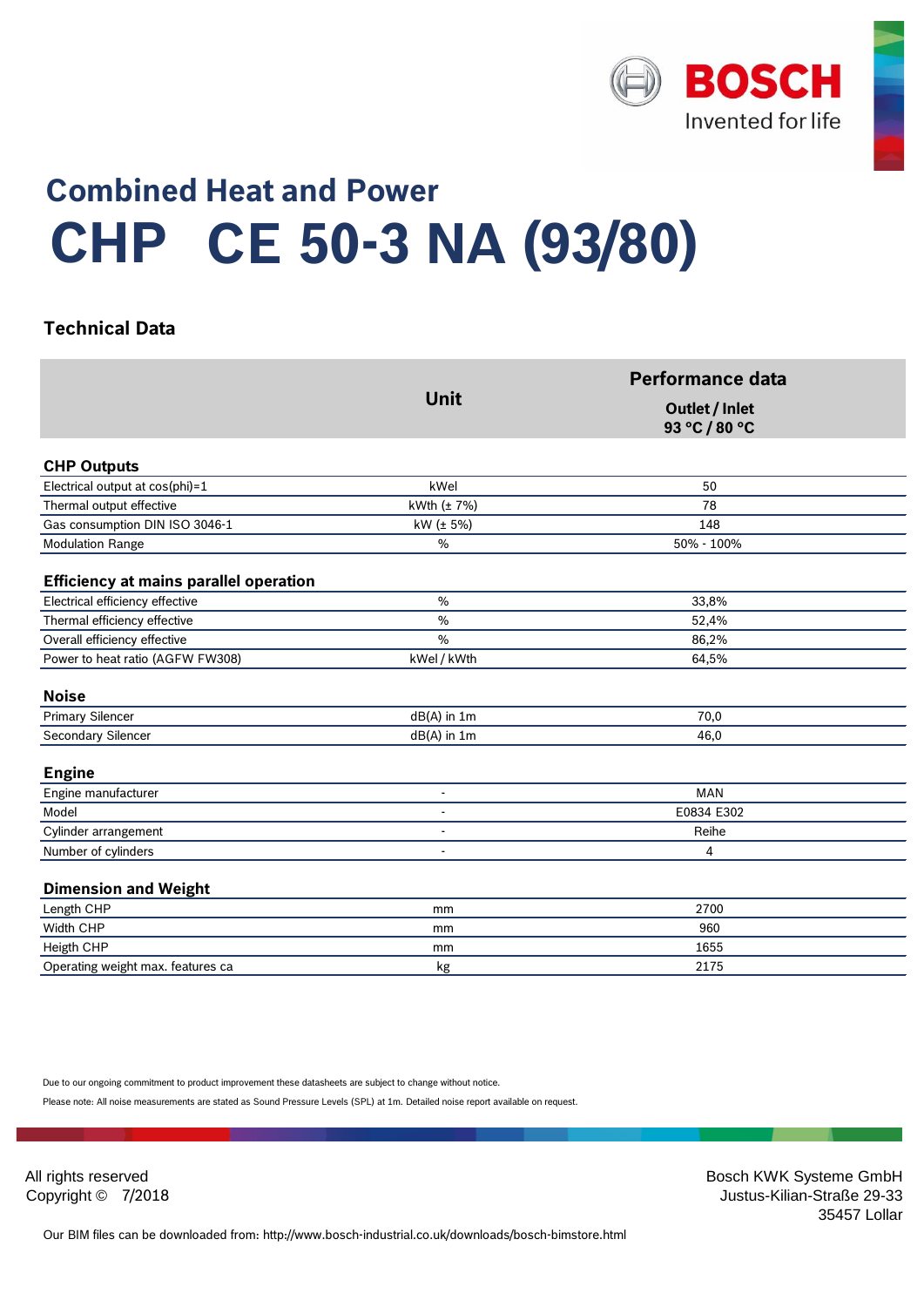# Combined Heat and Power

# CHP CE 50-3 NA (93/80)

## Technical Data

| | Unit | Performance data<br>Outlet / Inlet<br>93 °C / 80 °C |
|---|---|---|
| **CHP Outputs** | | |
| Electrical output at cos(phi)=1 | kWel | 50 |
| Thermal output effective | kWth (± 7%) | 78 |
| Gas consumption DIN ISO 3046-1 | kW (± 5%) | 148 |
| Modulation Range | % | 50% - 100% |
| **Efficiency at mains parallel operation** | | |
| Electrical efficiency effective | % | 33,8% |
| Thermal efficiency effective | % | 52,4% |
| Overall efficiency effective | % | 86,2% |
| Power to heat ratio (AGFW FW308) | kWel / kWth | 64,5% |
| **Noise** | | |
| Primary Silencer | dB(A) in 1m | 70,0 |
| Secondary Silencer | dB(A) in 1m | 46,0 |
| **Engine** | | |
| Engine manufacturer | - | MAN |
| Model | - | E0834 E302 |
| Cylinder arrangement | - | Reihe |
| Number of cylinders | - | 4 |
| **Dimension and Weight** | | |
| Length CHP | mm | 2700 |
| Width CHP | mm | 960 |
| Heigth CHP | mm | 1655 |
| Operating weight max. features ca | kg | 2175 |

Due to our ongoing commitment to product improvement these datasheets are subject to change without notice.

Please note: All noise measurements are stated as Sound Pressure Levels (SPL) at 1m. Detailed noise report available on request.

All rights reserved
Copyright © 7/2018

Bosch KWK Systeme GmbH
Justus-Kilian-Straße 29-33
35457 Lollar

Our BIM files can be downloaded from: http://www.bosch-industrial.co.uk/downloads/bosch-bimstore.html